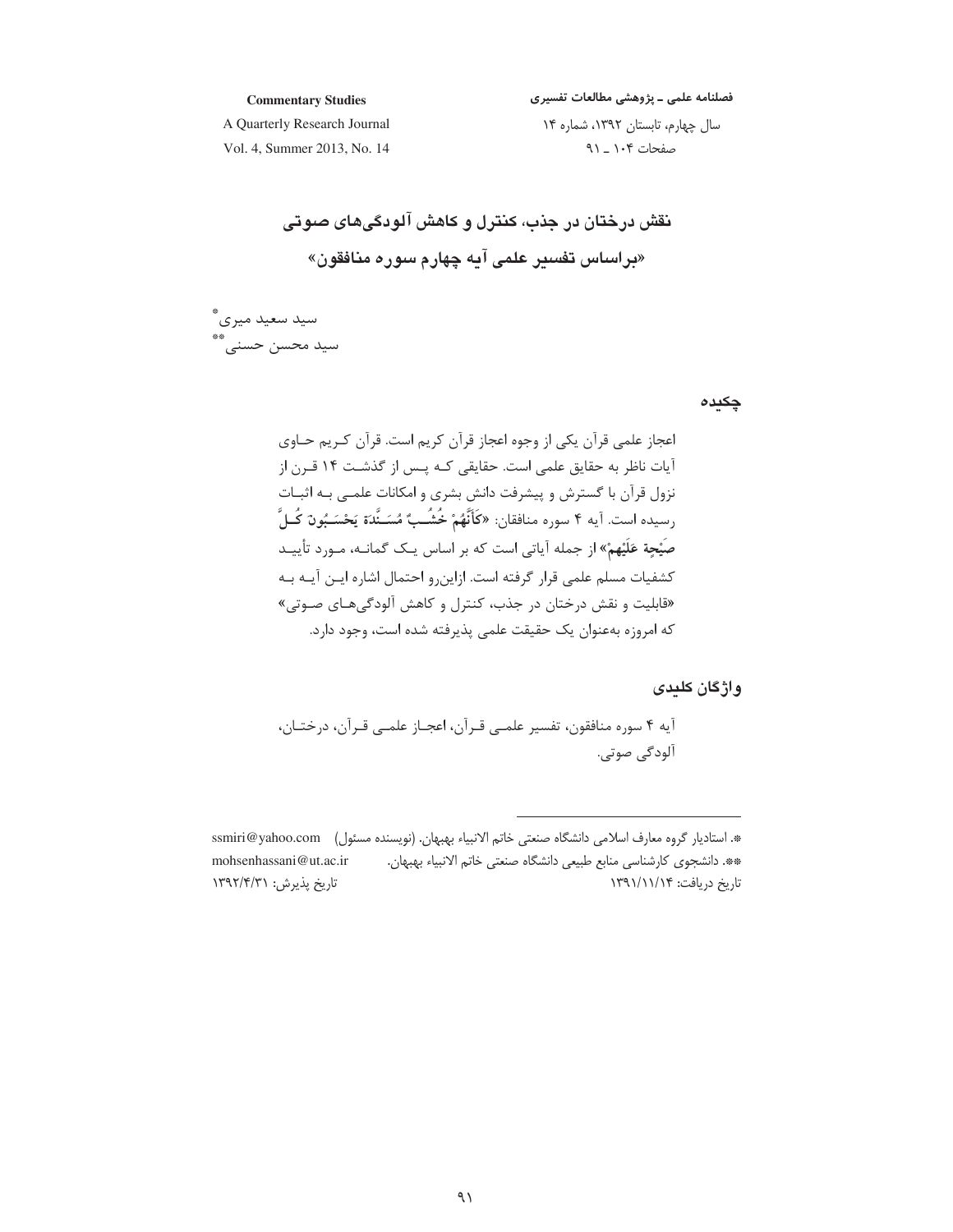# نقش درختان در جذب، کنترل و کاهش آلودگی‌های صوتی

## «براساس تفسیر علمی آیه چهارم سوره منافقون»

سید سعید میری[*]

سید محسن حسنی[**]

### چکیده

اعجاز علمی قرآن یکی از وجوه اعجاز قرآن کریم است. قرآن کریم حاوی آیات ناظر به حقایق علمی است. حقایقی که پس از گذشت ۱۴ قرن از نزول قرآن با گسترش و پیشرفت دانش بشری و امکانات علمی به اثبات رسیده است. آیه ۴ سوره منافقان: «**كَأَنَّهُمْ خُشُبٌ مُسَنَّدَةٌ يَحْسَبُونَ كُلَّ صَيْحَةٍ عَلَيْهِمْ**» از جمله آیاتی است که بر اساس یک گمانه، مورد تأیید کشفیات مسلم علمی قرار گرفته است. ازاین‌رو احتمال اشاره این آیه به «قابلیت و نقش درختان در جذب، کنترل و کاهش آلودگی‌های صوتی» که امروزه به‌عنوان یک حقیقت علمی پذیرفته شده است، وجود دارد.

### واژگان کلیدی

آیه ۴ سوره منافقون، تفسیر علمی قرآن، اعجاز علمی قرآن، درختان، آلودگی صوتی.

---

[*]. استادیار گروه معارف اسلامی دانشگاه صنعتی خاتم الانبیاء بهبهان. (نویسنده مسئول) ssmiri@yahoo.com

[**]. دانشجوی کارشناسی منابع طبیعی دانشگاه صنعتی خاتم الانبیاء بهبهان. mohsenhassani@ut.ac.ir

تاریخ دریافت: ۱۳۹۱/۱۱/۱۴ تاریخ پذیرش: ۱۳۹۲/۴/۳۱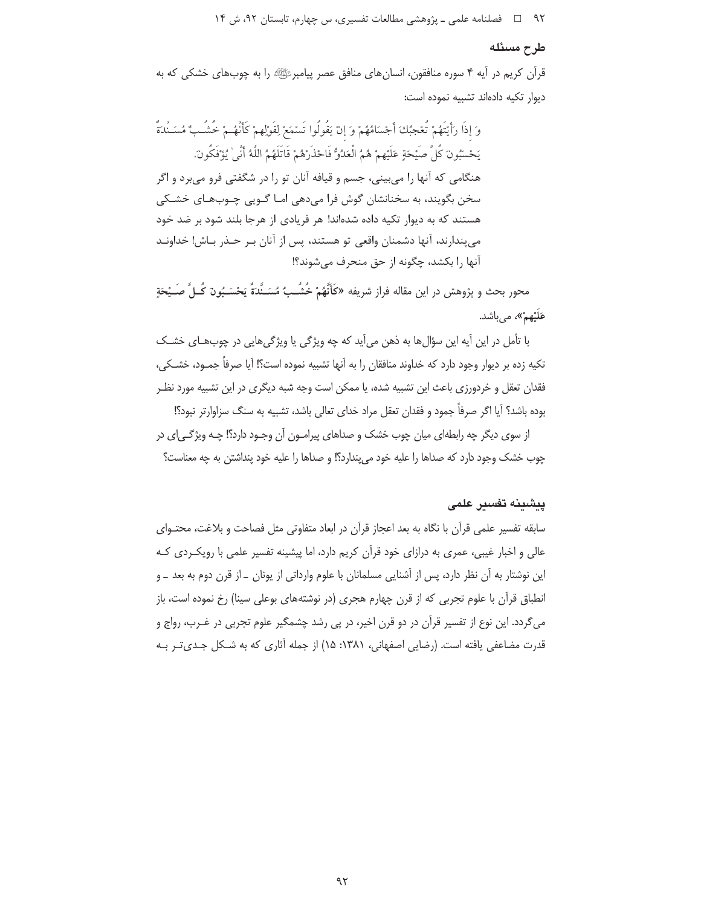## طرح مسئله

قرآن کریم در آیه ۴ سوره منافقون، انسان‌های منافق عصر پیامبرﷺ را به چوب‌های خشکی که به دیوار تکیه داده‌اند تشبیه نموده است:

وَ إِذَا رَأَیْتَهُمْ تُعْجِبُكَ أَجْسَامُهُمْ وَ إِنْ یَقُولُوا تَسْمَعْ لِقَوْلِهِمْ كَأَنَّهُمْ خُشُبٌ مُسَنَّدَةٌ یَحْسَبُونَ كُلَّ صَیْحَةٍ عَلَیْهِمْ هُمُ الْعَدُوُّ فَاحْذَرْهُمْ قَاتَلَهُمُ اللَّهُ أَنَّىٰ یُؤْفَكُونَ.

هنگامی که آنها را می‌بینی، جسم و قیافه آنان تو را در شگفتی فرو می‌برد و اگر سخن بگویند، به سخنانشان گوش فرا می‌دهی اما گویی چوب‌های خشکی هستند که به دیوار تکیه داده شده‌اند! هر فریادی از هرجا بلند شود بر ضد خود می‌پندارند، آنها دشمنان واقعی تو هستند، پس از آنان بر حذر باش! خداوند آنها را بکشد، چگونه از حق منحرف می‌شوند؟!

محور بحث و پژوهش در این مقاله فراز شریفه «**كَأَنَّهُمْ خُشُبٌ مُسَنَّدَةٌ یَحْسَبُونَ كُلَّ صَیْحَةٍ عَلَیْهِمْ**»، می‌باشد.

با تأمل در این آیه این سؤال‌ها به ذهن می‌آید که چه ویژگی یا ویژگی‌هایی در چوب‌های خشک تکیه زده بر دیوار وجود دارد که خداوند منافقان را به آنها تشبیه نموده است؟! آیا صرفاً جمود، خشکی، فقدان تعقل و خردورزی باعث این تشبیه شده، یا ممکن است وجه شبه دیگری در این تشبیه مورد نظر بوده باشد؟ آیا اگر صرفاً جمود و فقدان تعقل مراد خدای تعالی باشد، تشبیه به سنگ سزاوارتر نبود؟!

از سوی دیگر چه رابطه‌ای میان چوب خشک و صداهای پیرامون آن وجود دارد؟! چه ویژگی‌ای در چوب خشک وجود دارد که صداها را علیه خود می‌پندارد؟! و صداها را علیه خود پنداشتن به چه معناست؟

## پیشینه تفسیر علمی

سابقه تفسیر علمی قرآن با نگاه به بعد اعجاز قرآن در ابعاد متفاوتی مثل فصاحت و بلاغت، محتوای عالی و اخبار غیبی، عمری به درازای خود قرآن کریم دارد، اما پیشینه تفسیر علمی با رویکردی که این نوشتار به آن نظر دارد، پس از آشنایی مسلمانان با علوم وارداتی از یونان ـ از قرن دوم به بعد ـ و انطباق قرآن با علوم تجربی که از قرن چهارم هجری (در نوشته‌های بوعلی سینا) رخ نموده است، باز می‌گردد. این نوع از تفسیر قرآن در دو قرن اخیر، در پی رشد چشمگیر علوم تجربی در غرب، رواج و قدرت مضاعفی یافته است. (رضایی اصفهانی، ۱۳۸۱: ۱۵) از جمله آثاری که به شکل جدی‌تر به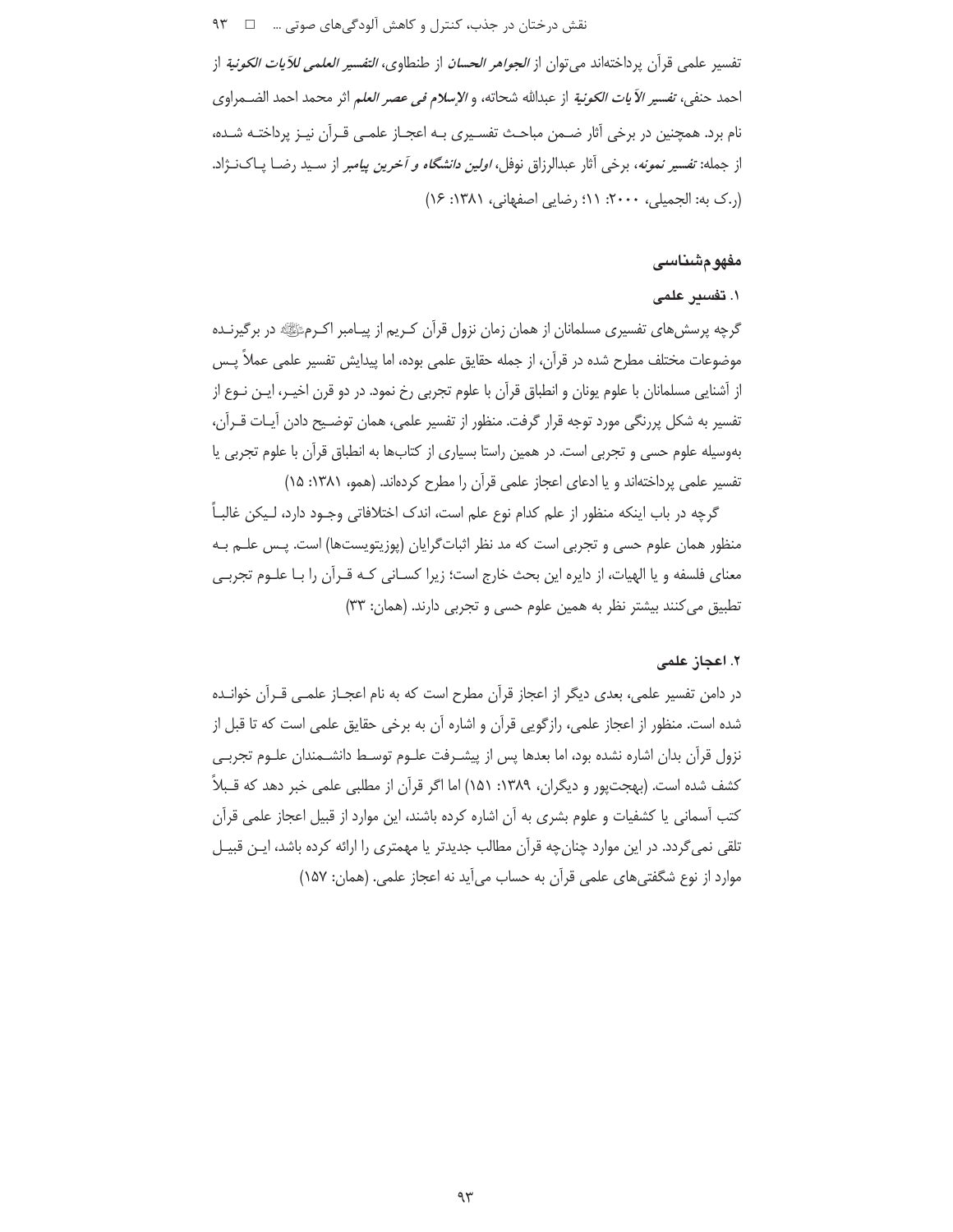تفسیر علمی قرآن پرداخته‌اند می‌توان از *الجواهر الحسان* از طنطاوی، *التفسیر العلمی للآیات الکونیة* از احمد حنفی، *تفسیر الآیات الکونیة* از عبدالله شحاته، و *الإسلام فی عصر العلم* اثر محمد احمد الضمراوی نام برد. همچنین در برخی آثار ضمن مباحث تفسیری به اعجاز علمی قرآن نیز پرداخته شده، از جمله: *تفسیر نمونه*، برخی آثار عبدالرزاق نوفل، *اولین دانشگاه و آخرین پیامبر* از سید رضا پاک‌نژاد. (ر.ک به: الجمیلی، ۲۰۰۰: ۱۱؛ رضایی اصفهانی، ۱۳۸۱: ۱۶)

## مفهوم‌شناسی

### ۱. تفسیر علمی

گرچه پرسش‌های تفسیری مسلمانان از همان زمان نزول قرآن کریم از پیامبر اکرمﷺ در برگیرنده موضوعات مختلف مطرح شده در قرآن، از جمله حقایق علمی بوده، اما پیدایش تفسیر علمی عملاً پس از آشنایی مسلمانان با علوم یونان و انطباق قرآن با علوم تجربی رخ نمود. در دو قرن اخیر، این نوع از تفسیر به شکل پررنگی مورد توجه قرار گرفت. منظور از تفسیر علمی، همان توضیح دادن آیات قرآن، به‌وسیله علوم حسی و تجربی است. در همین راستا بسیاری از کتاب‌ها به انطباق قرآن با علوم تجربی یا تفسیر علمی پرداخته‌اند و یا ادعای اعجاز علمی قرآن را مطرح کرده‌اند. (همو، ۱۳۸۱: ۱۵)

گرچه در باب اینکه منظور از علم کدام نوع علم است، اندک اختلافاتی وجود دارد، لیکن غالباً منظور همان علوم حسی و تجربی است که مد نظر اثبات‌گرایان (پوزیتویست‌ها) است. پس علم به معنای فلسفه و یا الهیات، از دایره این بحث خارج است؛ زیرا کسانی که قرآن را با علوم تجربی تطبیق می‌کنند بیشتر نظر به همین علوم حسی و تجربی دارند. (همان: ۳۳)

### ۲. اعجاز علمی

در دامن تفسیر علمی، بعدی دیگر از اعجاز قرآن مطرح است که به نام اعجاز علمی قرآن خوانده شده است. منظور از اعجاز علمی، رازگویی قرآن و اشاره آن به برخی حقایق علمی است که تا قبل از نزول قرآن بدان اشاره نشده بود، اما بعدها پس از پیشرفت علوم توسط دانشمندان علوم تجربی کشف شده است. (بهجت‌پور و دیگران، ۱۳۸۹: ۱۵۱) اما اگر قرآن از مطلبی علمی خبر دهد که قبلاً کتب آسمانی یا کشفیات و علوم بشری به آن اشاره کرده باشند، این موارد از قبیل اعجاز علمی قرآن تلقی نمی‌گردد. در این موارد چنان‌چه قرآن مطالب جدیدتر یا مهمتری را ارائه کرده باشد، این قبیل موارد از نوع شگفتی‌های علمی قرآن به حساب می‌آید نه اعجاز علمی. (همان: ۱۵۷)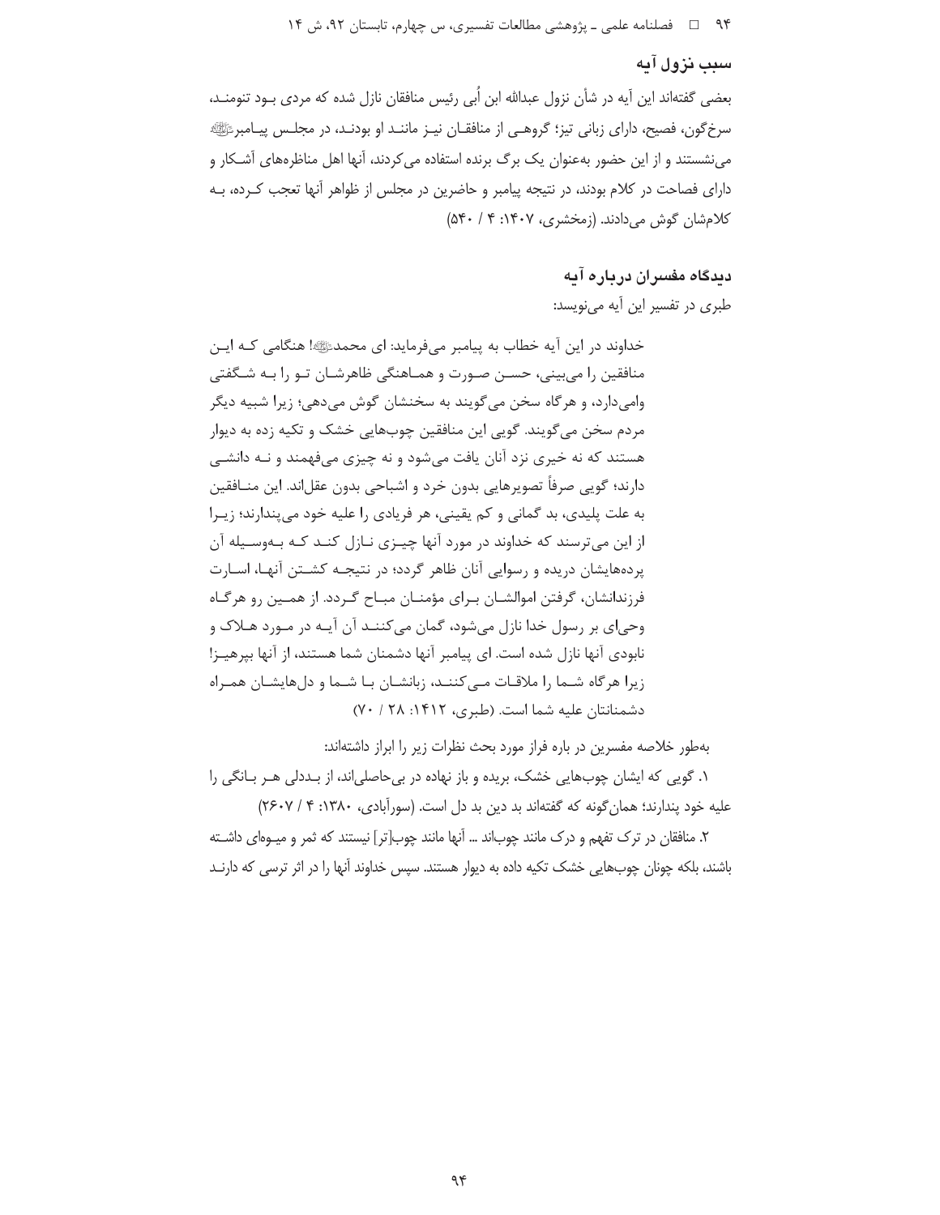## سبب نزول آیه

بعضی گفته‌اند این آیه در شأن نزول عبدالله ابن اُبی رئیس منافقان نازل شده که مردی بـود تنومنـد، سرخ‌گون، فصیح، دارای زبانی تیز؛ گروهـی از منافقـان نیـز ماننـد او بودنـد، در مجلـس پیـامبرﷺ می‌نشستند و از این حضور به‌عنوان یک برگ برنده استفاده می‌کردند، آنها اهل مناظره‌های آشـکار و دارای فصاحت در کلام بودند، در نتیجه پیامبر و حاضرین در مجلس از ظواهر آنها تعجب کـرده، بـه کلام‌شان گوش می‌دادند. (زمخشری، ۱۴۰۷: ۴ / ۵۴۰)

## دیدگاه مفسران درباره آیه

طبری در تفسیر این آیه می‌نویسد:

> خداوند در این آیه خطاب به پیامبر می‌فرماید: ای محمدﷺ! هنگامی کـه ایـن منافقین را می‌بینی، حسـن صـورت و همـاهنگی ظاهرشـان تـو را بـه شـگفتی وامی‌دارد، و هرگاه سخن می‌گویند به سخنشان گوش می‌دهی؛ زیرا شبیه دیگر مردم سخن می‌گویند. گویی این منافقین چوبهایی خشک و تکیه زده به دیوار هستند که نه خیری نزد آنان یافت می‌شود و نه چیزی می‌فهمند و نـه دانشـی دارند؛ گویی صرفاً تصویرهایی بدون خرد و اشباحی بدون عقل‌اند. این منـافقین به علت پلیدی، بد گمانی و کم یقینی، هر فریادی را علیه خود می‌پندارند؛ زیـرا از این می‌ترسند که خداوند در مورد آنها چیـزی نـازل کنـد کـه بـه‌وسـیله آن پرده‌هایشان دریده و رسوایی آنان ظاهر گردد؛ در نتیجـه کشـتن آنهـا، اسـارت فرزندانشان، گرفتن اموالشـان بـرای مؤمنـان مبـاح گـردد. از همـین رو هرگـاه وحی‌ای بر رسول خدا نازل می‌شود، گمان می‌کننـد آن آیـه در مـورد هـلاک و نابودی آنها نازل شده است. ای پیامبر آنها دشمنان شما هستند، از آنها بپرهیـز! زیرا هرگاه شـما را ملاقـات مـی‌کننـد، زبانشـان بـا شـما و دل‌هایشـان همـراه دشمنانتان علیه شما است. (طبری، ۱۴۱۲: ۲۸ / ۷۰)

به‌طور خلاصه مفسرین در باره فراز مورد بحث نظرات زیر را ابراز داشته‌اند:

۱. گویی که ایشان چوبهایی خشک، بریده و باز نهاده در بی‌حاصلی‌اند، از بـددلی هـر بـانگی را علیه خود پندارند؛ همان‌گونه که گفته‌اند بد دین بد دل است. (سورآبادی، ۱۳۸۰: ۴ / ۲۶۰۷)

۲. منافقان در ترک تفهم و درک مانند چوب‌اند ... آنها مانند چوب[تر] نیستند که ثمر و میـوه‌ای داشـته باشند، بلکه چونان چوبهایی خشک تکیه داده به دیوار هستند. سپس خداوند آنها را در اثر ترسی که دارنـد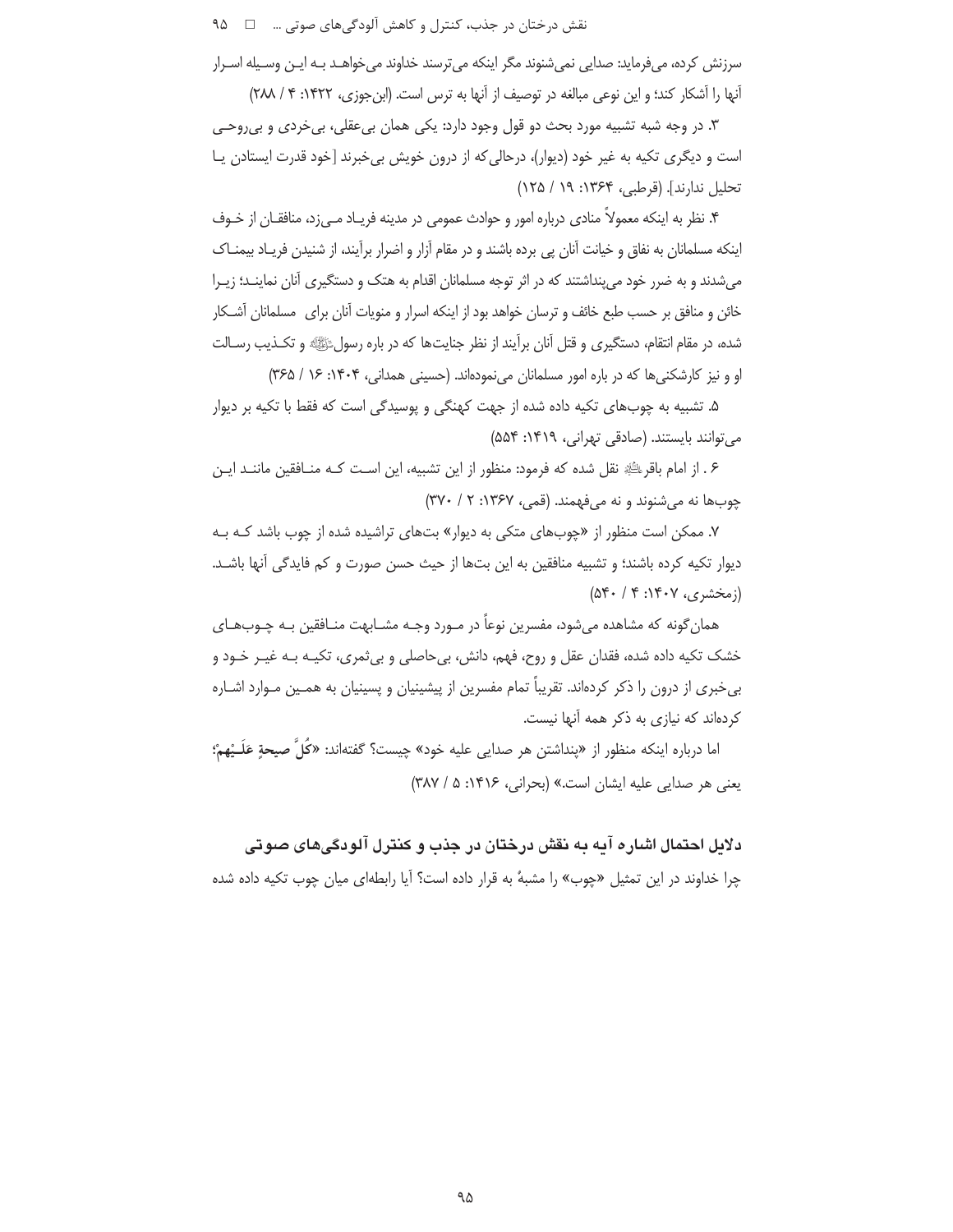سرزنش کرده، می‌فرماید: صدایی نمی‌شنوند مگر اینکه می‌ترسند خداوند می‌خواهد بـه ایـن وسـیله اسـرار آنها را آشکار کند؛ و این نوعی مبالغه در توصیف از آنها به ترس است. (ابن‌جوزی، ۱۴۲۲: ۴ / ۲۸۸)

۳. در وجه شبه تشبیه مورد بحث دو قول وجود دارد: یکی همان بی‌عقلی، بی‌خردی و بی‌روحـی است و دیگری تکیه به غیر خود (دیوار)، درحالی‌که از درون خویش بی‌خبرند [خود قدرت ایستادن یـا تحلیل ندارند]. (قرطبی، ۱۳۶۴: ۱۹ / ۱۲۵)

۴. نظر به اینکه معمولاً منادی درباره امور و حوادث عمومی در مدینه فریـاد مـی‌زد، منافقـان از خـوف اینکه مسلمانان به نفاق و خیانت آنان پی برده باشند و در مقام آزار و اضرار برآیند، از شنیدن فریـاد بیمنـاک می‌شدند و به ضرر خود می‌پنداشتند که در اثر توجه مسلمانان اقدام به هتک و دستگیری آنان نماینـد؛ زیـرا خائن و منافق بر حسب طبع خائف و ترسان خواهد بود از اینکه اسرار و منویات آنان برای مسلمانان آشـکار شده، در مقام انتقام، دستگیری و قتل آنان برآیند از نظر جنایت‌ها که در باره رسولﷺ و تکـذیب رسـالت او و نیز کارشکنی‌ها که در باره امور مسلمانان می‌نموده‌اند. (حسینی همدانی، ۱۴۰۴: ۱۶ / ۳۶۵)

۵. تشبیه به چوب‌های تکیه داده شده از جهت کهنگی و پوسیدگی است که فقط با تکیه بر دیوار می‌توانند بایستند. (صادقی تهرانی، ۱۴۱۹: ۵۵۴)

۶. از امام باقر نقل شده که فرمود: منظور از این تشبیه، این اسـت کـه منـافقین ماننـد ایـن چوب‌ها نه می‌شنوند و نه می‌فهمند. (قمی، ۱۳۶۷: ۲ / ۳۷۰)

۷. ممکن است منظور از «چوب‌های متکی به دیوار» بت‌های تراشیده شده از چوب باشد کـه بـه دیوار تکیه کرده باشند؛ و تشبیه منافقین به این بت‌ها از حیث حسن صورت و کم فایدگی آنها باشـد. (زمخشری، ۱۴۰۷: ۴ / ۵۴۰)

همان‌گونه که مشاهده می‌شود، مفسرین نوعاً در مـورد وجـه مشـابهت منـافقین بـه چـوب‌هـای خشک تکیه داده شده، فقدان عقل و روح، فهم، دانش، بی‌حاصلی و بی‌ثمری، تکیـه بـه غیـر خـود و بی‌خبری از درون را ذکر کرده‌اند. تقریباً تمام مفسرین از پیشینیان و پسینیان به همـین مـوارد اشـاره کرده‌اند که نیازی به ذکر همه آنها نیست.

اما درباره اینکه منظور از «پنداشتن هر صدایی علیه خود» چیست؟ گفته‌اند: «**كُلَّ صيحةٍ عَلَـيْهِمْ**؛ یعنی هر صدایی علیه ایشان است.» (بحرانی، ۱۴۱۶: ۵ / ۳۸۷)

## دلایل احتمال اشاره آیه به نقش درختان در جذب و کنترل آلودگی‌های صوتی

چرا خداوند در این تمثیل «چوب» را مشبهٌ به قرار داده است؟ آیا رابطه‌ای میان چوب تکیه داده شده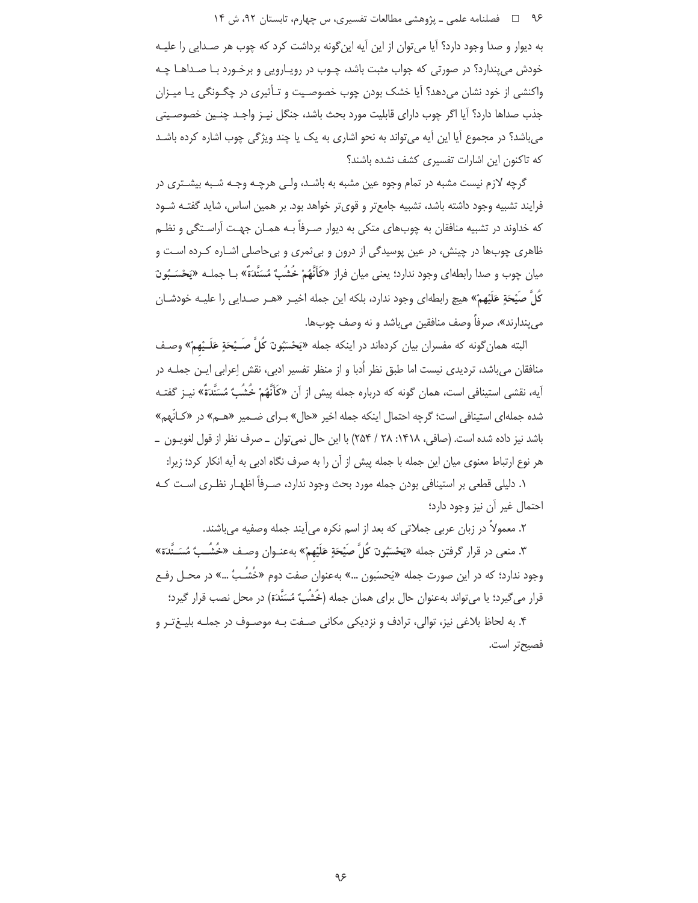به دیوار و صدا وجود دارد؟ آیا می‌توان از این آیه این‌گونه برداشت کرد که چوب هر صدایی را علیه خودش می‌پندارد؟ در صورتی که جواب مثبت باشد، چوب در رویارویی و برخورد با صداها چه واکنشی از خود نشان می‌دهد؟ آیا خشک بودن چوب خصوصیت و تأثیری در چگونگی یا میزان جذب صداها دارد؟ آیا اگر چوب دارای قابلیت مورد بحث باشد، جنگل نیز واجد چنین خصوصیتی می‌باشد؟ در مجموع آیا این آیه می‌تواند به نحو اشاری به یک یا چند ویژگی چوب اشاره کرده باشد که تاکنون این اشارات تفسیری کشف نشده باشند؟

گرچه لازم نیست مشبه در تمام وجوه عین مشبه به باشد، ولی هرچه وجه شبه بیشتری در فرایند تشبیه وجود داشته باشد، تشبیه جامع‌تر و قوی‌تر خواهد بود. بر همین اساس، شاید گفته شود که خداوند در تشبیه منافقان به چوب‌های متکی به دیوار صرفاً به همان جهت آراستگی و نظم ظاهری چوب‌ها در چینش، در عین پوسیدگی از درون و بی‌ثمری و بی‌حاصلی اشاره کرده است و میان چوب و صدا رابطه‌ای وجود ندارد؛ یعنی میان فراز **«كَأَنَّهُمْ خُشُبٌ مُسَنَّدَةٌ»** با جمله **«يَحْسَبُونَ كُلَّ صَيْحَةٍ عَلَيْهِمْ»** هیچ رابطه‌ای وجود ندارد، بلکه این جمله اخیر «هر صدایی را علیه خودشان می‌پندارند»، صرفاً وصف منافقین می‌باشد و نه وصف چوب‌ها.

البته همان‌گونه که مفسران بیان کرده‌اند در اینکه جمله **«يَحْسَبُونَ كُلَّ صَيْحَةٍ عَلَيْهِمْ»** وصف منافقان می‌باشد، تردیدی نیست اما طبق نظر اُدبا و از منظر تفسیر ادبی، نقش اِعرابی این جمله در آیه، نقشی استینافی است، همان گونه که درباره جمله پیش از آن **«كَأَنَّهُمْ خُشُبٌ مُسَنَّدَةٌ»** نیز گفته شده جمله‌ای استینافی است؛ گرچه احتمال اینکه جمله اخیر «حال» برای ضمیر «هم» در «کأنّهم» باشد نیز داده شده است. (صافی، ۱۴۱۸: ۲۸ / ۲۵۴) با این حال نمی‌توان ـ صرف نظر از قول لغویون ـ هر نوع ارتباط معنوی میان این جمله با جمله پیش از آن را به صرف نگاه ادبی به آیه انکار کرد؛ زیرا:

۱. دلیلی قطعی بر استینافی بودن جمله مورد بحث وجود ندارد، صرفاً اظهار نظری است که احتمال غیر آن نیز وجود دارد؛

۲. معمولاً در زبان عربی جملاتی که بعد از اسم نکره می‌آیند جمله وصفیه می‌باشند.

۳. منعی در قرار گرفتن جمله **«يَحْسَبُونَ كُلَّ صَيْحَةٍ عَلَيْهِمْ»** به‌عنوان وصف **«خُشُبٌ مُسَنَّدَةٌ»** وجود ندارد؛ که در این صورت جمله «یَحسَبون ...» به‌عنوان صفت دوم «خُشُبٌ ...» در محل رفع قرار می‌گیرد؛ یا می‌تواند به‌عنوان حال برای همان جمله (**خُشُبٌ مُسَنَّدَة**) در محل نصب قرار گیرد؛

۴. به لحاظ بلاغی نیز، توالی، ترادف و نزدیکی مکانی صفت به موصوف در جمله بلیغ‌تر و فصیح‌تر است.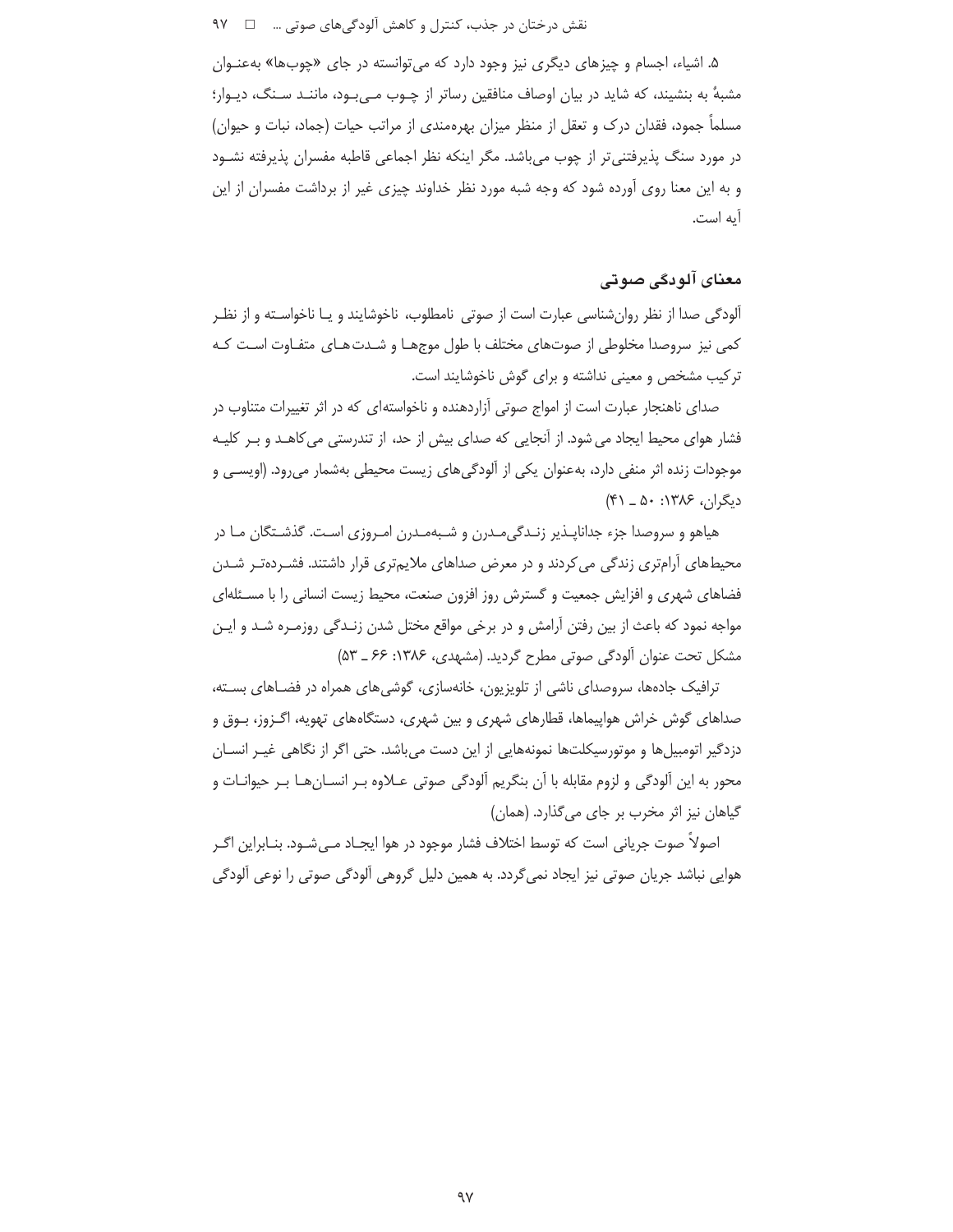۵. اشیاء، اجسام و چیزهای دیگری نیز وجود دارد که می‌توانسته در جای «چوب‌ها» به‌عنوان مشبهٌ به بنشیند، که شاید در بیان اوصاف منافقین رساتر از چوب می‌بود، مانند سنگ، دیوار؛ مسلماً جمود، فقدان درک و تعقل از منظر میزان بهره‌مندی از مراتب حیات (جماد، نبات و حیوان) در مورد سنگ پذیرفتنی‌تر از چوب می‌باشد. مگر اینکه نظر اجماعی قاطبه مفسران پذیرفته نشود و به این معنا روی آورده شود که وجه شبه مورد نظر خداوند چیزی غیر از برداشت مفسران از این آیه است.

## معنای آلودگی صوتی

آلودگی صدا از نظر روان‌شناسی عبارت است از صوتی نامطلوب، ناخوشایند و یا ناخواسته و از نظر کمی نیز سروصدا مخلوطی از صوت‌های مختلف با طول موج‌ها و شدت‌های متفاوت است که ترکیب مشخص و معینی نداشته و برای گوش ناخوشایند است.

صدای ناهنجار عبارت است از امواج صوتی آزاردهنده و ناخواسته‌ای که در اثر تغییرات متناوب در فشار هوای محیط ایجاد می شود. از آنجایی که صدای بیش از حد، از تندرستی می‌کاهد و بر کلیه موجودات زنده اثر منفی دارد، به‌عنوان یکی از آلودگی‌های زیست محیطی به‌شمار می‌رود. (اویسی و دیگران، ۱۳۸۶: ۵۰ ـ ۴۱)

هیاهو و سروصدا جزء جداناپذیر زندگی‌مدرن و شبه‌مدرن امروزی است. گذشتگان ما در محیط‌های آرام‌تری زندگی می‌کردند و در معرض صداهای ملایم‌تری قرار داشتند. فشرده‌تر شدن فضاهای شهری و افزایش جمعیت و گسترش روز افزون صنعت، محیط زیست انسانی را با مسئله‌ای مواجه نمود که باعث از بین رفتن آرامش و در برخی مواقع مختل شدن زندگی روزمره شد و این مشکل تحت عنوان آلودگی صوتی مطرح گردید. (مشهدی، ۱۳۸۶: ۶۶ ـ ۵۳)

ترافیک جاده‌ها، سروصدای ناشی از تلویزیون، خانه‌سازی، گوشی‌های همراه در فضاهای بسته، صداهای گوش خراش هواپیماها، قطارهای شهری و بین شهری، دستگاه‌های تهویه، اگزوز، بوق و دزدگیر اتومبیل‌ها و موتورسیکلت‌ها نمونه‌هایی از این دست می‌باشد. حتی اگر از نگاهی غیر انسان محور به این آلودگی و لزوم مقابله با آن بنگریم آلودگی صوتی علاوه بر انسان‌ها بر حیوانات و گیاهان نیز اثر مخرب بر جای می‌گذارد. (همان)

اصولاً صوت جریانی است که توسط اختلاف فشار موجود در هوا ایجاد می‌شود. بنابراین اگر هوایی نباشد جریان صوتی نیز ایجاد نمی‌گردد. به همین دلیل گروهی آلودگی صوتی را نوعی آلودگی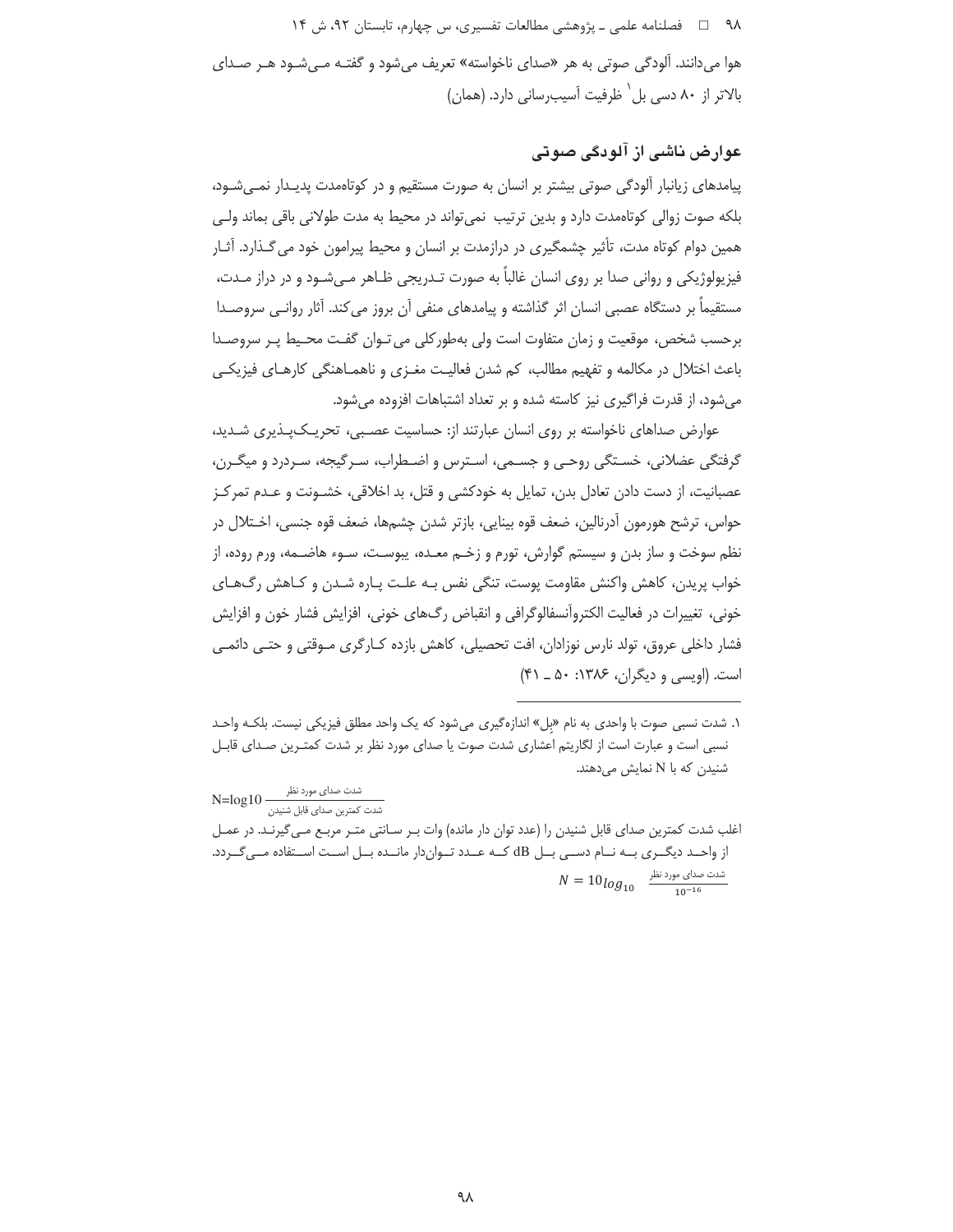هوا می‌دانند. آلودگی صوتی به هر «صدای ناخواسته» تعریف می‌شود و گفته می‌شود هر صدای بالاتر از ۸۰ دسی بل[1] ظرفیت آسیب‌رسانی دارد. (همان)

## عوارض ناشی از آلودگی صوتی

پیامدهای زیانبار آلودگی صوتی بیشتر بر انسان به صورت مستقیم و در کوتاه‌مدت پدیدار نمی‌شود، بلکه صوت زوالی کوتاه‌مدت دارد و بدین ترتیب نمی‌تواند در محیط به مدت طولانی باقی بماند ولی همین دوام کوتاه مدت، تأثیر چشمگیری در درازمدت بر انسان و محیط پیرامون خود می‌گذارد. آثار فیزیولوژیکی و روانی صدا بر روی انسان غالباً به صورت تدریجی ظاهر می‌شود و در دراز مدت، مستقیماً بر دستگاه عصبی انسان اثر گذاشته و پیامدهای منفی آن بروز می‌کند. آثار روانی سروصدا برحسب شخص، موقعیت و زمان متفاوت است ولی به‌طورکلی می‌توان گفت محیط پر سروصدا باعث اختلال در مکالمه و تفهیم مطالب، کم شدن فعالیت مغزی و ناهماهنگی کارهای فیزیکی می‌شود، از قدرت فراگیری نیز کاسته شده و بر تعداد اشتباهات افزوده می‌شود.

عوارض صداهای ناخواسته بر روی انسان عبارتند از: حساسیت عصبی، تحریک‌پذیری شدید، گرفتگی عضلانی، خستگی روحی و جسمی، استرس و اضطراب، سرگیجه، سردرد و میگرن، عصبانیت، از دست دادن تعادل بدن، تمایل به خودکشی و قتل، بد اخلاقی، خشونت و عدم تمرکز حواس، ترشح هورمون آدرنالین، ضعف قوه بینایی، بازتر شدن چشم‌ها، ضعف قوه جنسی، اختلال در نظم سوخت و ساز بدن و سیستم گوارش، تورم و زخم معده، یبوست، سوء هاضمه، ورم روده، از خواب پریدن، کاهش واکنش مقاومت پوست، تنگی نفس به علت پاره شدن و کاهش رگ‌های خونی، تغییرات در فعالیت الکتروآنسفالوگرافی و انقباض رگ‌های خونی، افزایش فشار خون و افزایش فشار داخلی عروق، تولد نارس نوزادان، افت تحصیلی، کاهش بازده کارگری موقتی و حتی دائمی است. (اویسی و دیگران، ۱۳۸۶: ۵۰ ـ ۴۱)

---

۱. شدت نسبی صوت با واحدی به نام «بِل» اندازه‌گیری می‌شود که یک واحد مطلق فیزیکی نیست. بلکه واحد نسبی است و عبارت است از لگاریتم اعشاری شدت صوت یا صدای مورد نظر بر شدت کمترین صدای قابل شنیدن که با N نمایش می‌دهند.

$$N=\log 10 \frac{\text{شدت صدای مورد نظر}}{\text{شدت کمترین صدای قابل شنیدن}}$$

اغلب شدت کمترین صدای قابل شنیدن را (عدد توان دار مانده) وات بر سانتی متر مربع می‌گیرند. در عمل از واحد دیگری به نام دسی بل dB که عدد تواندار مانده بل است استفاده می‌گردد.

$$N = 10log_{10} \quad \frac{\text{شدت صدای مورد نظر}}{10^{-16}}$$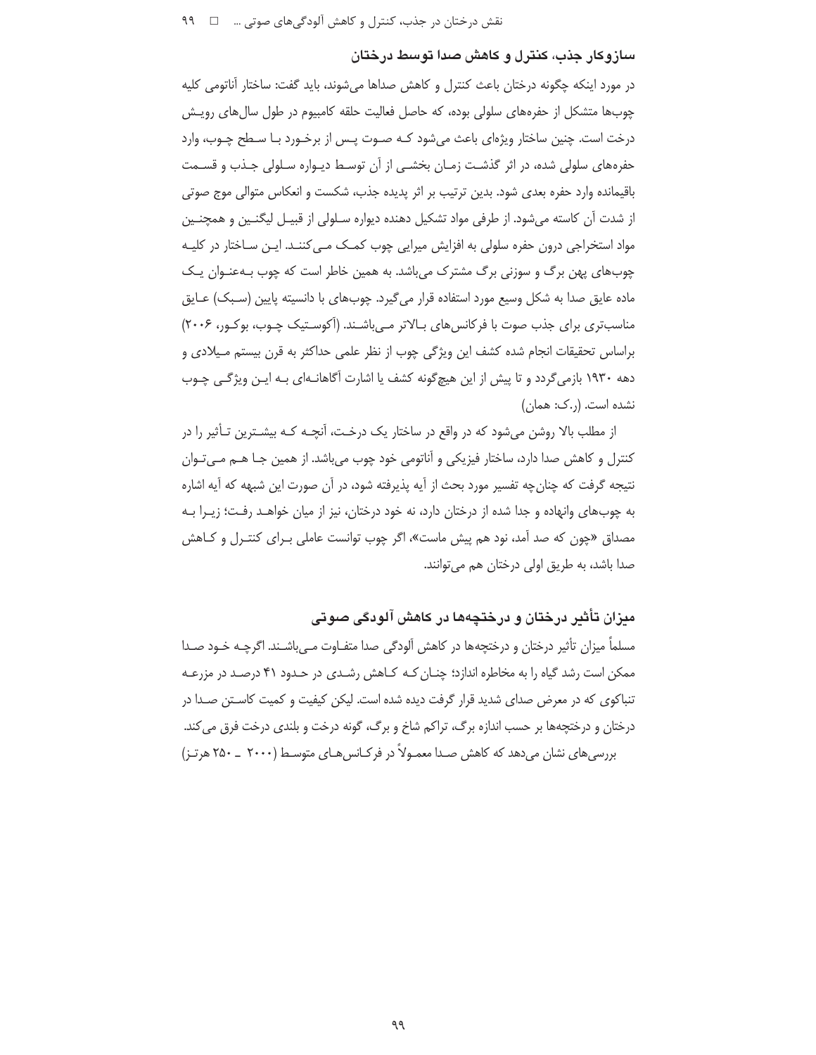## سازوکار جذب، کنترل و کاهش صدا توسط درختان

در مورد اینکه چگونه درختان باعث کنترل و کاهش صداها می‌شوند، باید گفت: ساختار آناتومی کلیه چوب‌ها متشکل از حفره‌های سلولی بوده، که حاصل فعالیت حلقه کامبیوم در طول سال‌های رویش درخت است. چنین ساختار ویژه‌ای باعث می‌شود که صوت پس از برخورد با سطح چوب، وارد حفره‌های سلولی شده، در اثر گذشت زمان بخشی از آن توسط دیواره سلولی جذب و قسمت باقیمانده وارد حفره بعدی شود. بدین ترتیب بر اثر پدیده جذب، شکست و انعکاس متوالی موج صوتی از شدت آن کاسته می‌شود. از طرفی مواد تشکیل دهنده دیواره سلولی از قبیل لیگنین و همچنین مواد استخراجی درون حفره سلولی به افزایش میرایی چوب کمک می‌کنند. این ساختار در کلیه چوب‌های پهن برگ و سوزنی برگ مشترک می‌باشد. به همین خاطر است که چوب به‌عنوان یک ماده عایق صدا به شکل وسیع مورد استفاده قرار می‌گیرد. چوب‌های با دانسیته پایین (سبک) عایق مناسب‌تری برای جذب صوت با فرکانس‌های بالاتر می‌باشند. (آکوستیک چوب، بوکور، ۲۰۰۶) براساس تحقیقات انجام شده کشف این ویژگی چوب از نظر علمی حداکثر به قرن بیستم میلادی و دهه ۱۹۳۰ بازمی‌گردد و تا پیش از این هیچ‌گونه کشف یا اشارت آگاهانه‌ای به این ویژگی چوب نشده است. (ر.ک: همان)

از مطلب بالا روشن می‌شود که در واقع در ساختار یک درخت، آنچه که بیشترین تأثیر را در کنترل و کاهش صدا دارد، ساختار فیزیکی و آناتومی خود چوب می‌باشد. از همین جا هم می‌توان نتیجه گرفت که چنان‌چه تفسیر مورد بحث از آیه پذیرفته شود، در آن صورت این شبهه که آیه اشاره به چوب‌های وانهاده و جدا شده از درختان دارد، نه خود درختان، نیز از میان خواهد رفت؛ زیرا به مصداق «چون که صد آمد، نود هم پیش ماست»، اگر چوب توانست عاملی برای کنترل و کاهش صدا باشد، به طریق اولی درختان هم می‌توانند.

## میزان تأثیر درختان و درختچه‌ها در کاهش آلودگی صوتی

مسلماً میزان تأثیر درختان و درختچه‌ها در کاهش آلودگی صدا متفاوت می‌باشند. اگرچه خود صدا ممکن است رشد گیاه را به مخاطره اندازد؛ چنان‌که کاهش رشدی در حدود ۴۱ درصد در مزرعه تنباکوی که در معرض صدای شدید قرار گرفت دیده شده است. لیکن کیفیت و کمیت کاستن صدا در درختان و درختچه‌ها بر حسب اندازه برگ، تراکم شاخ و برگ، گونه درخت و بلندی درخت فرق می‌کند. بررسی‌های نشان می‌دهد که کاهش صدا معمولاً در فرکانس‌های متوسط (۲۰۰۰ ـ ۲۵۰ هرتز)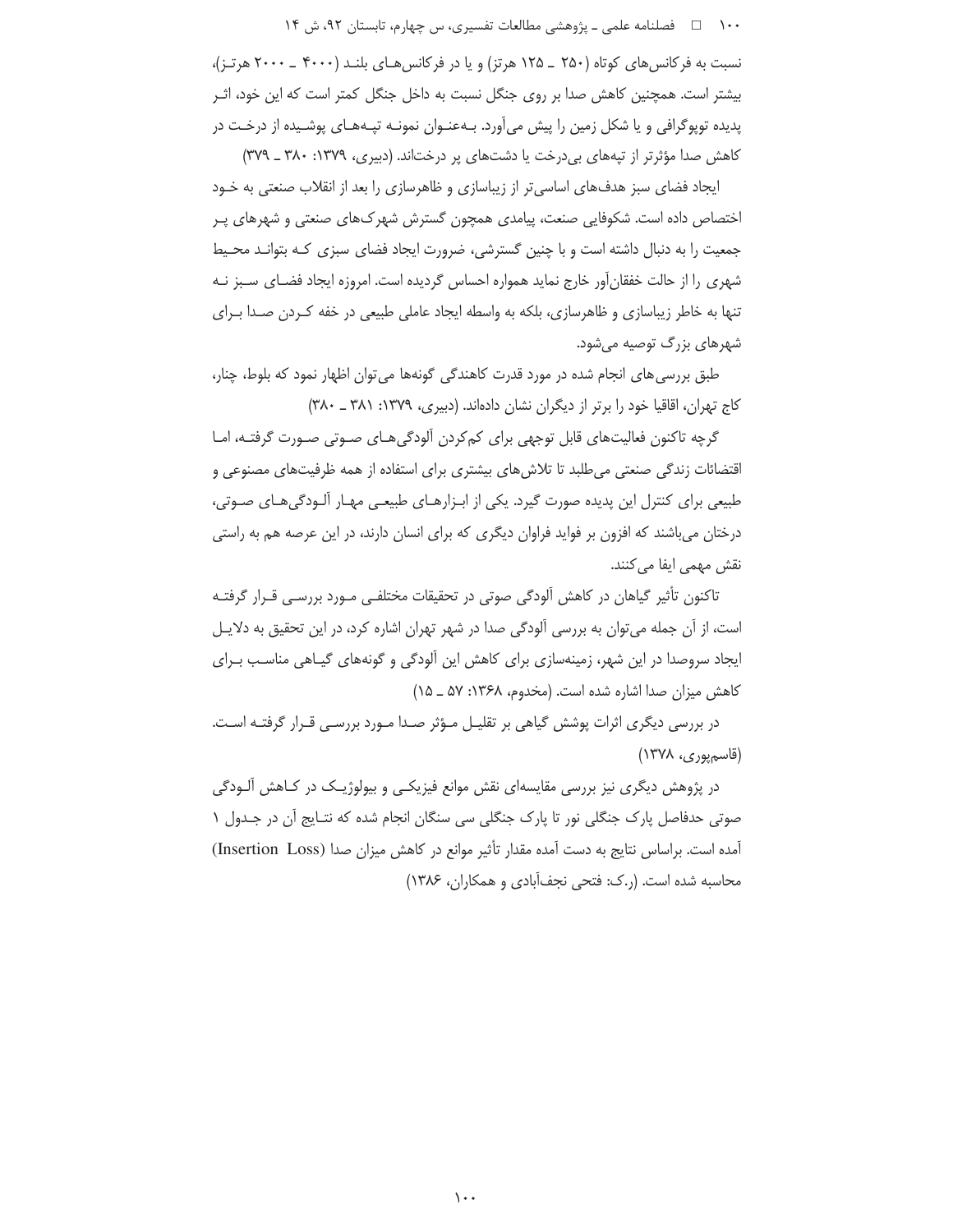نسبت به فرکانس‌های کوتاه (۲۵۰ ـ ۱۲۵ هرتز) و یا در فرکانس‌های بلند (۴۰۰۰ ـ ۲۰۰۰ هرتز)، بیشتر است. همچنین کاهش صدا بر روی جنگل نسبت به داخل جنگل کمتر است که این خود، اثر پدیده توپوگرافی و یا شکل زمین را پیش می‌آورد. به‌عنوان نمونه تپه‌های پوشیده از درخت در کاهش صدا مؤثرتر از تپه‌های بی‌درخت یا دشت‌های پر درخت‌اند. (دبیری، ۱۳۷۹: ۳۸۰ ـ ۳۷۹)

ایجاد فضای سبز هدف‌های اساسی‌تر از زیباسازی و ظاهرسازی را بعد از انقلاب صنعتی به خود اختصاص داده است. شکوفایی صنعت، پیامدی همچون گسترش شهرک‌های صنعتی و شهرهای پر جمعیت را به دنبال داشته است و با چنین گسترشی، ضرورت ایجاد فضای سبزی که بتواند محیط شهری را از حالت خفقان‌آور خارج نماید همواره احساس گردیده است. امروزه ایجاد فضای سبز نه تنها به خاطر زیباسازی و ظاهرسازی، بلکه به واسطه ایجاد عاملی طبیعی در خفه کردن صدا برای شهرهای بزرگ توصیه می‌شود.

طبق بررسی‌های انجام شده در مورد قدرت کاهندگی گونه‌ها می‌توان اظهار نمود که بلوط، چنار، کاج تهران، اقاقیا خود را برتر از دیگران نشان داده‌اند. (دبیری، ۱۳۷۹: ۳۸۱ ـ ۳۸۰)

گرچه تاکنون فعالیت‌های قابل توجهی برای کم‌کردن آلودگی‌های صوتی صورت گرفته، اما اقتضائات زندگی صنعتی می‌طلبد تا تلاش‌های بیشتری برای استفاده از همه ظرفیت‌های مصنوعی و طبیعی برای کنترل این پدیده صورت گیرد. یکی از ابزارهای طبیعی مهار آلودگی‌های صوتی، درختان می‌باشند که افزون بر فواید فراوان دیگری که برای انسان دارند، در این عرصه هم به راستی نقش مهمی ایفا می‌کنند.

تاکنون تأثیر گیاهان در کاهش آلودگی صوتی در تحقیقات مختلفی مورد بررسی قرار گرفته است، از آن جمله می‌توان به بررسی آلودگی صدا در شهر تهران اشاره کرد، در این تحقیق به دلایل ایجاد سروصدا در این شهر، زمینه‌سازی برای کاهش این آلودگی و گونه‌های گیاهی مناسب برای کاهش میزان صدا اشاره شده است. (مخدوم، ۱۳۶۸: ۵۷ ـ ۱۵)

در بررسی دیگری اثرات پوشش گیاهی بر تقلیل مؤثر صدا مورد بررسی قرار گرفته است. (قاسم‌پوری، ۱۳۷۸)

در پژوهش دیگری نیز بررسی مقایسه‌ای نقش موانع فیزیکی و بیولوژیک در کاهش آلودگی صوتی حدفاصل پارک جنگلی نور تا پارک جنگلی سی سنگان انجام شده که نتایج آن در جدول ۱ آمده است. براساس نتایج به دست آمده مقدار تأثیر موانع در کاهش میزان صدا (Insertion Loss) محاسبه شده است. (ر.ک: فتحی نجف‌آبادی و همکاران، ۱۳۸۶)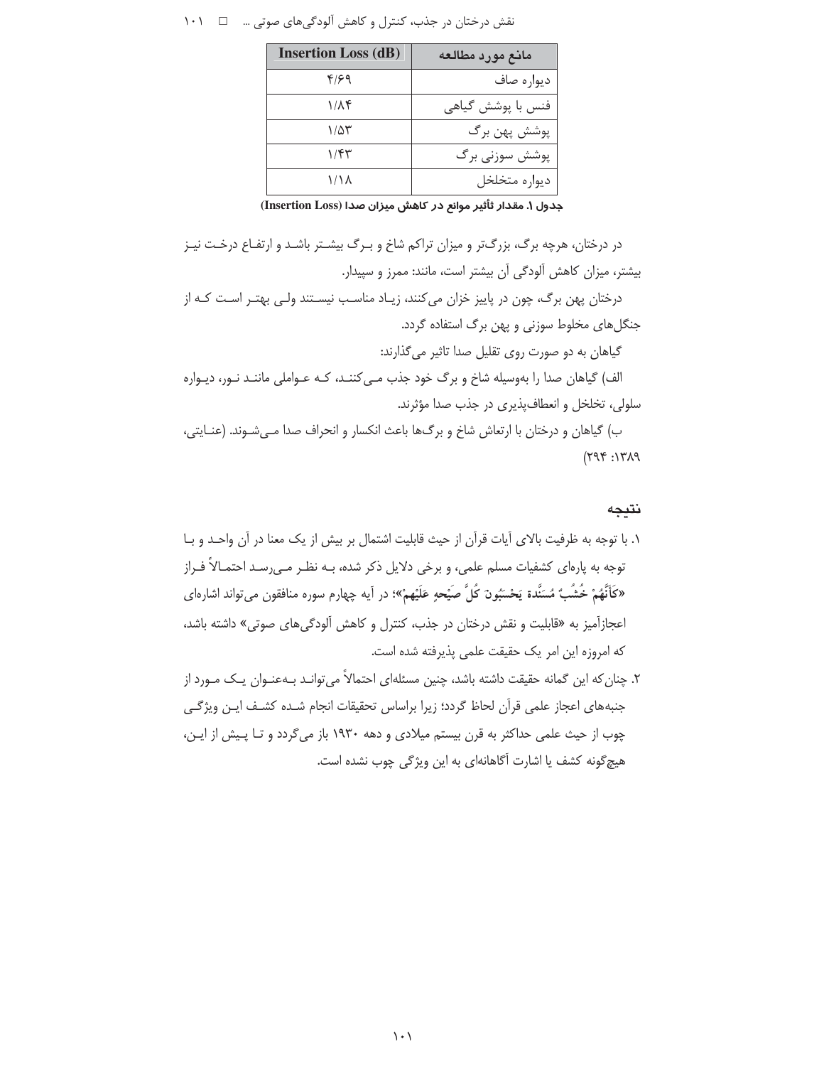| مانع مورد مطالعه | Insertion Loss (dB) |
|---|---|
| دیواره صاف | ۴/۶۹ |
| فنس با پوشش گیاهی | ۱/۸۴ |
| پوشش پهن برگ | ۱/۵۳ |
| پوشش سوزنی برگ | ۱/۴۳ |
| دیواره متخلخل | ۱/۱۸ |

**جدول ۱. مقدار تأثیر موانع در کاهش میزان صدا (Insertion Loss)**

در درختان، هرچه برگ، بزرگ‌تر و میزان تراکم شاخ و برگ بیشتر باشد و ارتفاع درخت نیز بیشتر، میزان کاهش آلودگی آن بیشتر است، مانند: ممرز و سپیدار.

درختان پهن برگ، چون در پاییز خزان می‌کنند، زیاد مناسب نیستند ولی بهتر است که از جنگل‌های مخلوط سوزنی و پهن برگ استفاده گردد.

گیاهان به دو صورت روی تقلیل صدا تاثیر می‌گذارند:

الف) گیاهان صدا را به‌وسیله شاخ و برگ خود جذب می‌کنند، که عواملی مانند نور، دیواره سلولی، تخلخل و انعطاف‌پذیری در جذب صدا مؤثرند.

ب) گیاهان و درختان با ارتعاش شاخ و برگ‌ها باعث انکسار و انحراف صدا می‌شوند. (عنایتی، ۱۳۸۹: ۲۹۴)

## نتیجه

۱. با توجه به ظرفیت بالای آیات قرآن از حیث قابلیت اشتمال بر بیش از یک معنا در آن واحد و با توجه به پاره‌ای کشفیات مسلم علمی، و برخی دلایل ذکر شده، به نظر می‌رسد احتمالاً فراز **«كَأَنَّهُمْ خُشُبٌ مُسَنَّدَة يَحْسَبُونَ كُلَّ صَيْحةٍ عَلَيْهِم»**؛ در آیه چهارم سوره منافقون می‌تواند اشاره‌ای اعجازآمیز به «قابلیت و نقش درختان در جذب، کنترل و کاهش آلودگی‌های صوتی» داشته باشد، که امروزه این امر یک حقیقت علمی پذیرفته شده است.

۲. چنان‌که این گمانه حقیقت داشته باشد، چنین مسئله‌ای احتمالاً می‌تواند به‌عنوان یک مورد از جنبه‌های اعجاز علمی قرآن لحاظ گردد؛ زیرا براساس تحقیقات انجام شده کشف این ویژگی چوب از حیث علمی حداکثر به قرن بیستم میلادی و دهه ۱۹۳۰ باز می‌گردد و تا پیش از این، هیچ‌گونه کشف یا اشارت آگاهانه‌ای به این ویژگی چوب نشده است.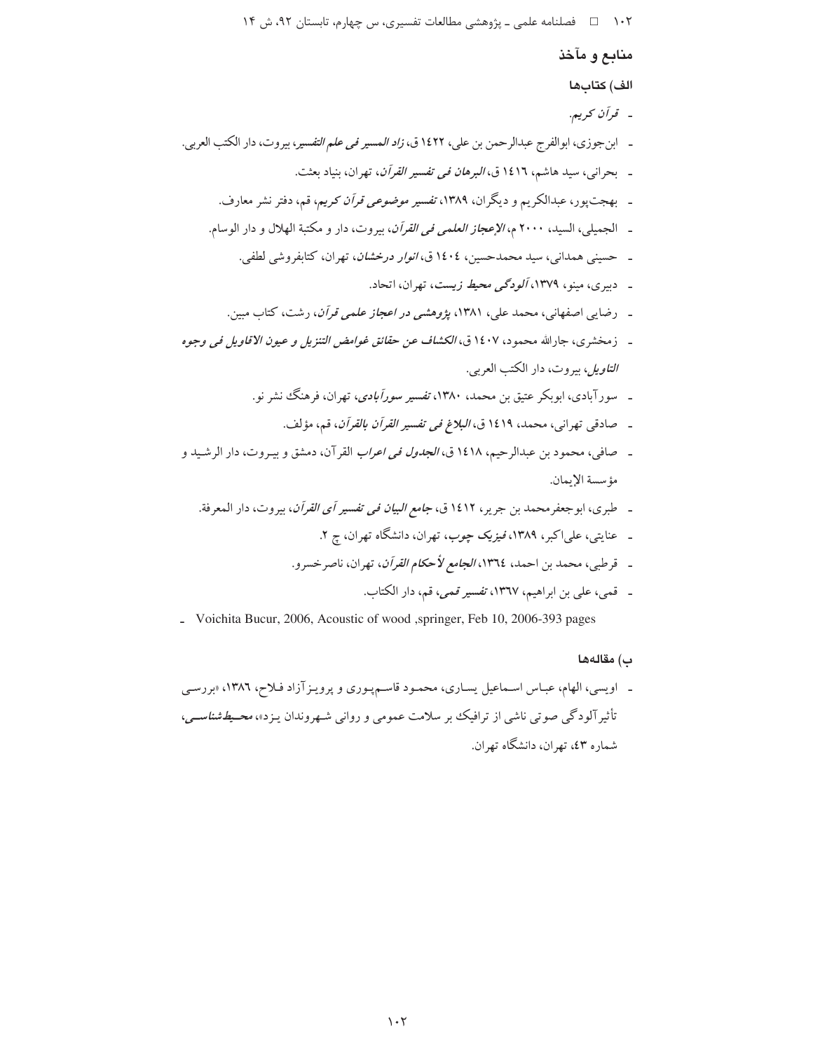## منابع و مآخذ

### الف) کتاب‌ها

- *قرآن کریم*.
- ابن‌جوزی، ابوالفرج عبدالرحمن بن علی، ۱۴۲۲ ق، *زاد المسیر فی علم التفسیر*، بیروت، دار الکتب العربی.
- بحرانی، سید هاشم، ۱۴۱۶ ق، *البرهان فی تفسیر القرآن*، تهران، بنیاد بعثت.
- بهجت‌پور، عبدالکریم و دیگران، ۱۳۸۹، *تفسیر موضوعی قرآن کریم*، قم، دفتر نشر معارف.
- الجمیلی، السید، ۲۰۰۰ م، *الإعجاز العلمی فی القرآن*، بیروت، دار و مکتبة الهلال و دار الوسام.
- حسینی همدانی، سید محمدحسین، ۱۴۰۴ ق، *انوار درخشان*، تهران، کتابفروشی لطفی.
- دبیری، مینو، ۱۳۷۹، *آلودگی محیط زیست*، تهران، اتحاد.
- رضایی اصفهانی، محمد علی، ۱۳۸۱، *پژوهشی در اعجاز علمی قرآن*، رشت، کتاب مبین.
- زمخشری، جارالله محمود، ۱۴۰۷ ق، *الکشاف عن حقائق غوامض التنزیل و عیون الاقاویل فی وجوه التاویل*، بیروت، دار الکتب العربی.
- سورآبادی، ابوبکر عتیق بن محمد، ۱۳۸۰، *تفسیر سورآبادی*، تهران، فرهنگ نشر نو.
- صادقی تهرانی، محمد، ۱۴۱۹ ق، *البلاغ فی تفسیر القرآن بالقرآن*، قم، مؤلف.
- صافی، محمود بن عبدالرحیم، ۱۴۱۸ ق، *الجدول فی اعراب* القرآن، دمشق و بیروت، دار الرشید و مؤسسة الإیمان.
- طبری، ابوجعفرمحمد بن جریر، ۱۴۱۲ ق، *جامع البیان فی تفسیر آی القرآن*، بیروت، دار المعرفة.
- عنایتی، علی‌اکبر، ۱۳۸۹، *فیزیک چوب*، تهران، دانشگاه تهران، چ ۲.
- قرطبی، محمد بن احمد، ۱۳٦٤، *الجامع لأحکام القرآن*، تهران، ناصرخسرو.
- قمی، علی بن ابراهیم، ۱۳٦۷، *تفسیر قمی*، قم، دار الکتاب.
- Voichita Bucur, 2006, Acoustic of wood ,springer, Feb 10, 2006-393 pages

### ب) مقاله‌ها

- اویسی، الهام، عباس اسماعیل یساری، محمود قاسم‌پوری و پرویزآزاد فلاح، ۱۳۸٦، «بررسی تأثیرآلودگی صوتی ناشی از ترافیک بر سلامت عمومی و روانی شهروندان یزد»، *محیط‌شناسی*، شماره ٤۳، تهران، دانشگاه تهران.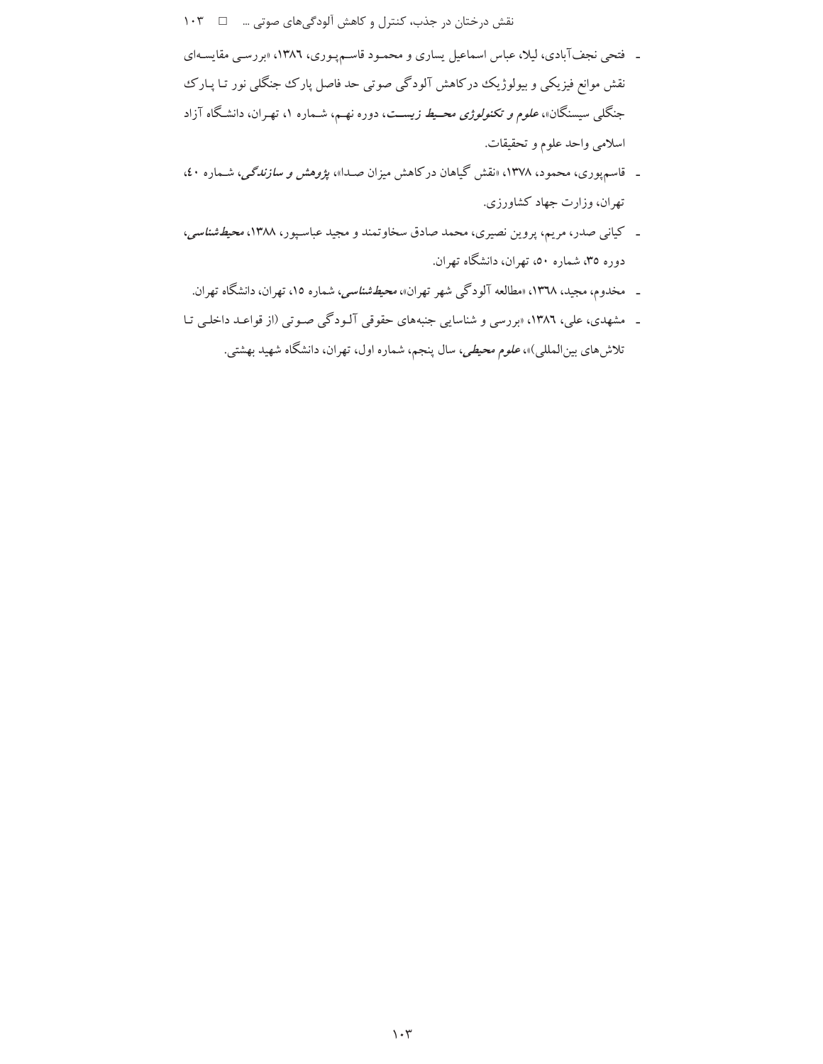- فتحی نجف‌آبادی، لیلا، عباس اسماعیل یساری و محمود قاسم‌پوری، ۱۳۸٦، «بررسی مقایسه‌ای نقش موانع فیزیکی و بیولوژیک درکاهش آلودگی صوتی حد فاصل پارک جنگلی نور تا پارک جنگلی سیسنگان»، *علوم و تکنولوژی محیط زیست*، دوره نهم، شماره ۱، تهران، دانشگاه آزاد اسلامی واحد علوم و تحقیقات.
- قاسم‌پوری، محمود، ۱۳۷۸، «نقش گیاهان درکاهش میزان صدا»، *پژوهش و سازندگی*، شماره ٤٠، تهران، وزارت جهاد کشاورزی.
- کیانی صدر، مریم، پروین نصیری، محمد صادق سخاوتمند و مجید عباسپور، ۱۳۸۸، *محیط‌شناسی*، دوره ۳۵، شماره ٥٠، تهران، دانشگاه تهران.
- مخدوم، مجید، ۱۳٦۸، «مطالعه آلودگی شهر تهران»، *محیط‌شناسی*، شماره ١٥، تهران، دانشگاه تهران.
- مشهدی، علی، ۱۳۸٦، «بررسی و شناسایی جنبه‌های حقوقی آلودگی صوتی (از قواعد داخلی تا تلاش‌های بین‌المللی)»، *علوم محیطی*، سال پنجم، شماره اول، تهران، دانشگاه شهید بهشتی.